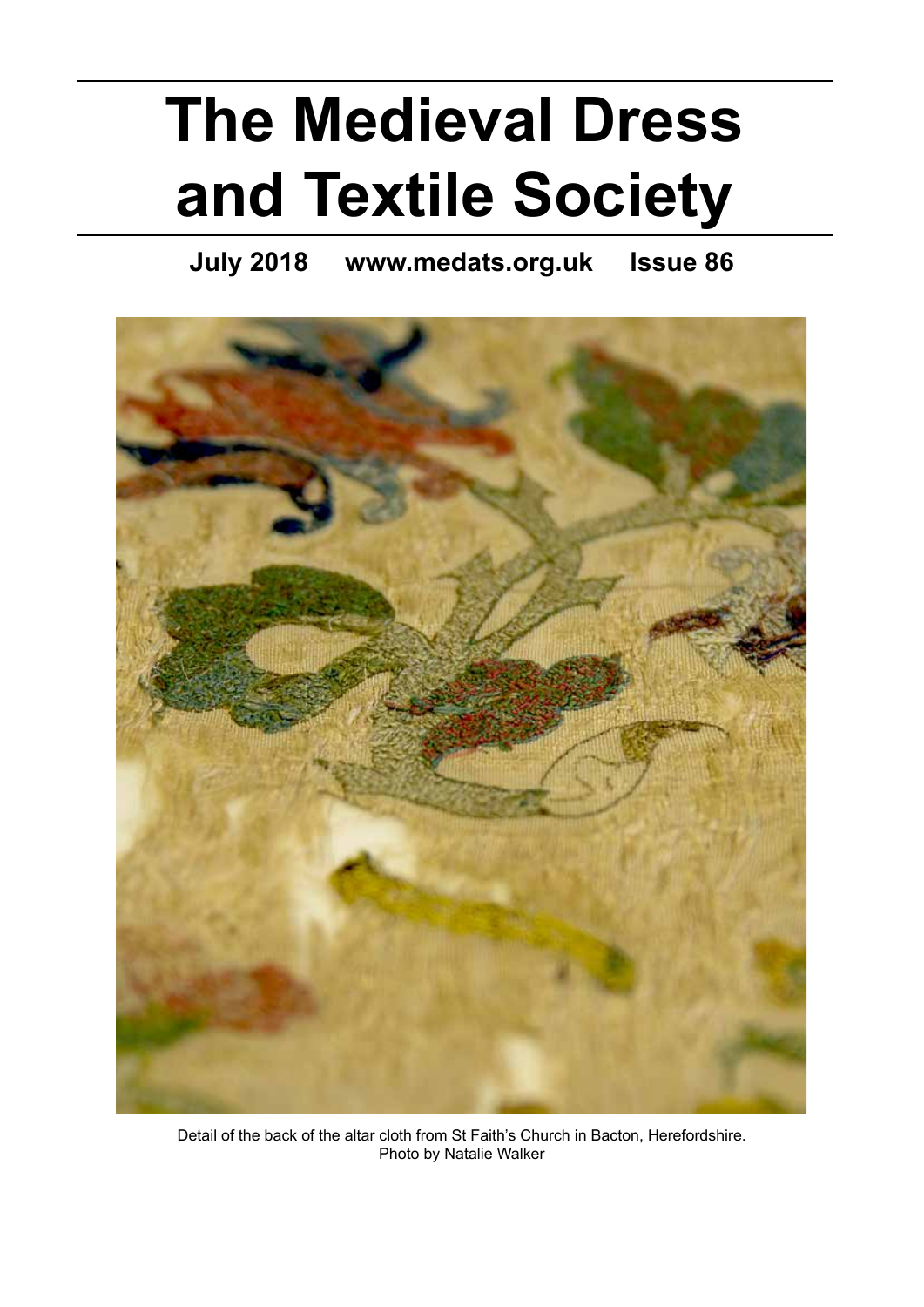# The Medieval Dress and Textile Society

**July 2018 www.medats.org.uk Issue 86**

Detail of the back of the altar cloth from St Faith's Church in Bacton, Herefordshire.
Photo by Natalie Walker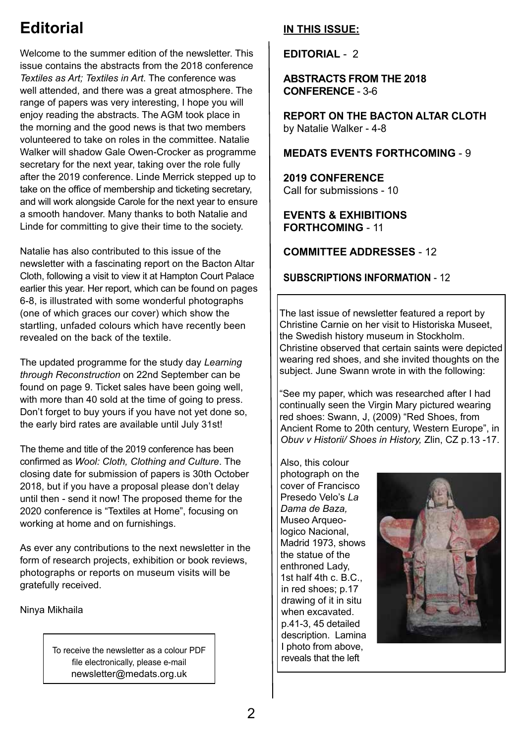# Editorial

Welcome to the summer edition of the newsletter. This issue contains the abstracts from the 2018 conference *Textiles as Art; Textiles in Art*. The conference was well attended, and there was a great atmosphere. The range of papers was very interesting, I hope you will enjoy reading the abstracts. The AGM took place in the morning and the good news is that two members volunteered to take on roles in the committee. Natalie Walker will shadow Gale Owen-Crocker as programme secretary for the next year, taking over the role fully after the 2019 conference. Linde Merrick stepped up to take on the office of membership and ticketing secretary, and will work alongside Carole for the next year to ensure a smooth handover. Many thanks to both Natalie and Linde for committing to give their time to the society.

Natalie has also contributed to this issue of the newsletter with a fascinating report on the Bacton Altar Cloth, following a visit to view it at Hampton Court Palace earlier this year. Her report, which can be found on pages 6-8, is illustrated with some wonderful photographs (one of which graces our cover) which show the startling, unfaded colours which have recently been revealed on the back of the textile.

The updated programme for the study day *Learning through Reconstruction* on 22nd September can be found on page 9. Ticket sales have been going well, with more than 40 sold at the time of going to press. Don't forget to buy yours if you have not yet done so, the early bird rates are available until July 31st!

The theme and title of the 2019 conference has been confirmed as *Wool: Cloth, Clothing and Culture*. The closing date for submission of papers is 30th October 2018, but if you have a proposal please don't delay until then - send it now! The proposed theme for the 2020 conference is "Textiles at Home", focusing on working at home and on furnishings.

As ever any contributions to the next newsletter in the form of research projects, exhibition or book reviews, photographs or reports on museum visits will be gratefully received.

Ninya Mikhaila

To receive the newsletter as a colour PDF file electronically, please e-mail newsletter@medats.org.uk

## IN THIS ISSUE:

**EDITORIAL** - 2

**ABSTRACTS FROM THE 2018 CONFERENCE** - 3-6

**REPORT ON THE BACTON ALTAR CLOTH** by Natalie Walker - 4-8

**MEDATS EVENTS FORTHCOMING** - 9

**2019 CONFERENCE** Call for submissions - 10

**EVENTS & EXHIBITIONS FORTHCOMING** - 11

**COMMITTEE ADDRESSES** - 12

**SUBSCRIPTIONS INFORMATION** - 12

The last issue of newsletter featured a report by Christine Carnie on her visit to Historiska Museet, the Swedish history museum in Stockholm. Christine observed that certain saints were depicted wearing red shoes, and she invited thoughts on the subject. June Swann wrote in with the following:

"See my paper, which was researched after I had continually seen the Virgin Mary pictured wearing red shoes: Swann, J, (2009) "Red Shoes, from Ancient Rome to 20th century, Western Europe", in *Obuv v Historii/ Shoes in History,* Zlin, CZ p.13 -17.

Also, this colour photograph on the cover of Francisco Presedo Velo's *La Dama de Baza,* Museo Arqueologico Nacional, Madrid 1973, shows the statue of the enthroned Lady, 1st half 4th c. B.C., in red shoes; p.17 drawing of it in situ when excavated. p.41-3, 45 detailed description. Lamina I photo from above, reveals that the left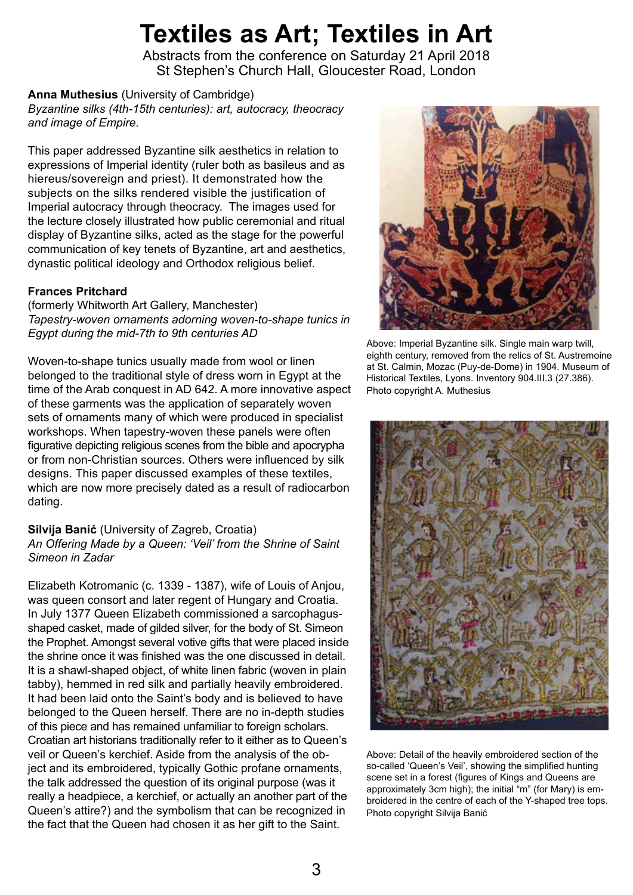# Textiles as Art; Textiles in Art

Abstracts from the conference on Saturday 21 April 2018
St Stephen's Church Hall, Gloucester Road, London

**Anna Muthesius** (University of Cambridge)
*Byzantine silks (4th-15th centuries): art, autocracy, theocracy and image of Empire.*

This paper addressed Byzantine silk aesthetics in relation to expressions of Imperial identity (ruler both as basileus and as hiereus/sovereign and priest). It demonstrated how the subjects on the silks rendered visible the justification of Imperial autocracy through theocracy. The images used for the lecture closely illustrated how public ceremonial and ritual display of Byzantine silks, acted as the stage for the powerful communication of key tenets of Byzantine, art and aesthetics, dynastic political ideology and Orthodox religious belief.

**Frances Pritchard**
(formerly Whitworth Art Gallery, Manchester)
*Tapestry-woven ornaments adorning woven-to-shape tunics in Egypt during the mid-7th to 9th centuries AD*

Woven-to-shape tunics usually made from wool or linen belonged to the traditional style of dress worn in Egypt at the time of the Arab conquest in AD 642. A more innovative aspect of these garments was the application of separately woven sets of ornaments many of which were produced in specialist workshops. When tapestry-woven these panels were often figurative depicting religious scenes from the bible and apocrypha or from non-Christian sources. Others were influenced by silk designs. This paper discussed examples of these textiles, which are now more precisely dated as a result of radiocarbon dating.

**Silvija Banić** (University of Zagreb, Croatia)
*An Offering Made by a Queen: 'Veil' from the Shrine of Saint Simeon in Zadar*

Elizabeth Kotromanic (c. 1339 - 1387), wife of Louis of Anjou, was queen consort and later regent of Hungary and Croatia. In July 1377 Queen Elizabeth commissioned a sarcophagus-shaped casket, made of gilded silver, for the body of St. Simeon the Prophet. Amongst several votive gifts that were placed inside the shrine once it was finished was the one discussed in detail. It is a shawl-shaped object, of white linen fabric (woven in plain tabby), hemmed in red silk and partially heavily embroidered. It had been laid onto the Saint's body and is believed to have belonged to the Queen herself. There are no in-depth studies of this piece and has remained unfamiliar to foreign scholars. Croatian art historians traditionally refer to it either as to Queen's veil or Queen's kerchief. Aside from the analysis of the object and its embroidered, typically Gothic profane ornaments, the talk addressed the question of its original purpose (was it really a headpiece, a kerchief, or actually an another part of the Queen's attire?) and the symbolism that can be recognized in the fact that the Queen had chosen it as her gift to the Saint.

Above: Imperial Byzantine silk. Single main warp twill, eighth century, removed from the relics of St. Austremoine at St. Calmin, Mozac (Puy-de-Dome) in 1904. Museum of Historical Textiles, Lyons. Inventory 904.III.3 (27.386). Photo copyright A. Muthesius

Above: Detail of the heavily embroidered section of the so-called 'Queen's Veil', showing the simplified hunting scene set in a forest (figures of Kings and Queens are approximately 3cm high); the initial "m" (for Mary) is embroidered in the centre of each of the Y-shaped tree tops. Photo copyright Silvija Banić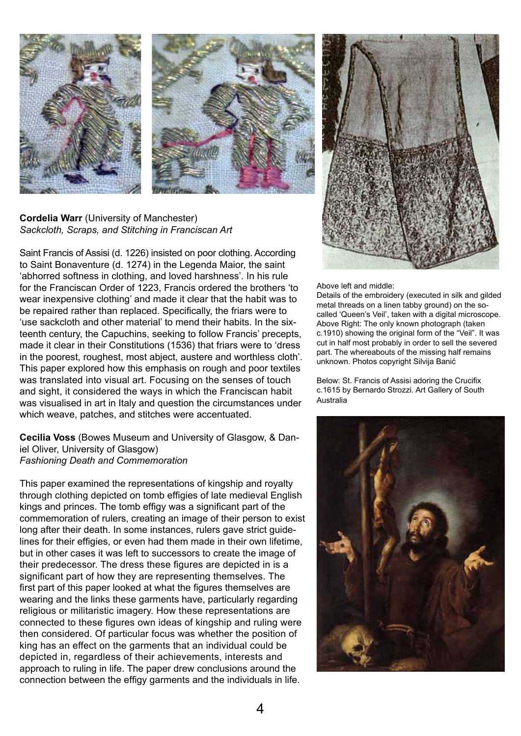**Cordelia Warr** (University of Manchester)
*Sackcloth, Scraps, and Stitching in Franciscan Art*

Saint Francis of Assisi (d. 1226) insisted on poor clothing. According to Saint Bonaventure (d. 1274) in the Legenda Maior, the saint 'abhorred softness in clothing, and loved harshness'. In his rule for the Franciscan Order of 1223, Francis ordered the brothers 'to wear inexpensive clothing' and made it clear that the habit was to be repaired rather than replaced. Specifically, the friars were to 'use sackcloth and other material' to mend their habits. In the sixteenth century, the Capuchins, seeking to follow Francis' precepts, made it clear in their Constitutions (1536) that friars were to 'dress in the poorest, roughest, most abject, austere and worthless cloth'. This paper explored how this emphasis on rough and poor textiles was translated into visual art. Focusing on the senses of touch and sight, it considered the ways in which the Franciscan habit was visualised in art in Italy and question the circumstances under which weave, patches, and stitches were accentuated.

**Cecilia Voss** (Bowes Museum and University of Glasgow, & Daniel Oliver, University of Glasgow)
*Fashioning Death and Commemoration*

This paper examined the representations of kingship and royalty through clothing depicted on tomb effigies of late medieval English kings and princes. The tomb effigy was a significant part of the commemoration of rulers, creating an image of their person to exist long after their death. In some instances, rulers gave strict guidelines for their effigies, or even had them made in their own lifetime, but in other cases it was left to successors to create the image of their predecessor. The dress these figures are depicted in is a significant part of how they are representing themselves. The first part of this paper looked at what the figures themselves are wearing and the links these garments have, particularly regarding religious or militaristic imagery. How these representations are connected to these figures own ideas of kingship and ruling were then considered. Of particular focus was whether the position of king has an effect on the garments that an individual could be depicted in, regardless of their achievements, interests and approach to ruling in life. The paper drew conclusions around the connection between the effigy garments and the individuals in life.

Above left and middle:
Details of the embroidery (executed in silk and gilded metal threads on a linen tabby ground) on the so-called 'Queen's Veil', taken with a digital microscope.
Above Right: The only known photograph (taken c.1910) showing the original form of the "Veil". It was cut in half most probably in order to sell the severed part. The whereabouts of the missing half remains unknown. Photos copyright Silvija Banić

Below: St. Francis of Assisi adoring the Crucifix c.1615 by Bernardo Strozzi. Art Gallery of South Australia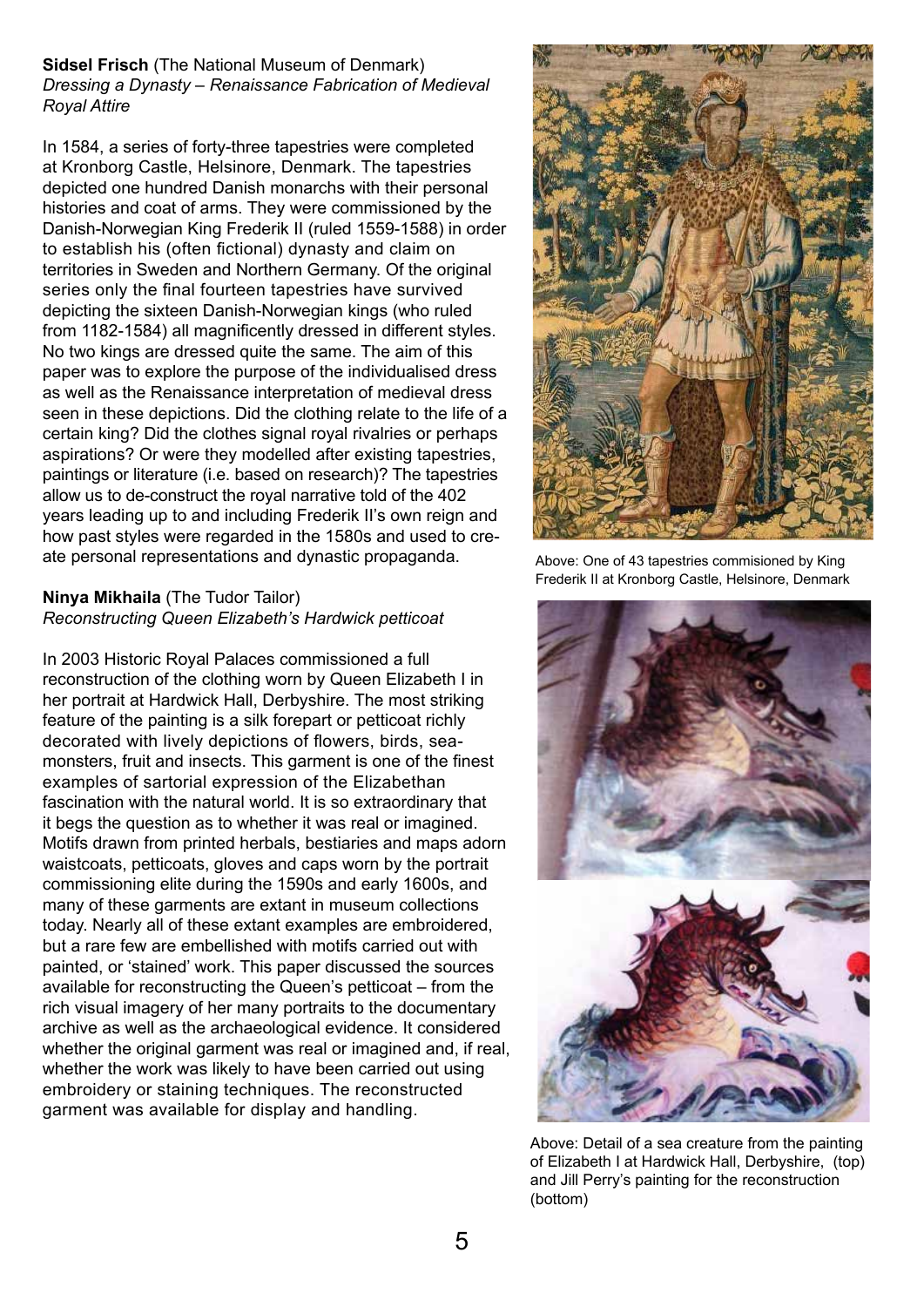**Sidsel Frisch** (The National Museum of Denmark)
*Dressing a Dynasty – Renaissance Fabrication of Medieval Royal Attire*

In 1584, a series of forty-three tapestries were completed at Kronborg Castle, Helsinore, Denmark. The tapestries depicted one hundred Danish monarchs with their personal histories and coat of arms. They were commissioned by the Danish-Norwegian King Frederik II (ruled 1559-1588) in order to establish his (often fictional) dynasty and claim on territories in Sweden and Northern Germany. Of the original series only the final fourteen tapestries have survived depicting the sixteen Danish-Norwegian kings (who ruled from 1182-1584) all magnificently dressed in different styles. No two kings are dressed quite the same. The aim of this paper was to explore the purpose of the individualised dress as well as the Renaissance interpretation of medieval dress seen in these depictions. Did the clothing relate to the life of a certain king? Did the clothes signal royal rivalries or perhaps aspirations? Or were they modelled after existing tapestries, paintings or literature (i.e. based on research)? The tapestries allow us to de-construct the royal narrative told of the 402 years leading up to and including Frederik II's own reign and how past styles were regarded in the 1580s and used to create personal representations and dynastic propaganda.

Above: One of 43 tapestries commisioned by King Frederik II at Kronborg Castle, Helsinore, Denmark

**Ninya Mikhaila** (The Tudor Tailor)
*Reconstructing Queen Elizabeth's Hardwick petticoat*

In 2003 Historic Royal Palaces commissioned a full reconstruction of the clothing worn by Queen Elizabeth I in her portrait at Hardwick Hall, Derbyshire. The most striking feature of the painting is a silk forepart or petticoat richly decorated with lively depictions of flowers, birds, sea-monsters, fruit and insects. This garment is one of the finest examples of sartorial expression of the Elizabethan fascination with the natural world. It is so extraordinary that it begs the question as to whether it was real or imagined. Motifs drawn from printed herbals, bestiaries and maps adorn waistcoats, petticoats, gloves and caps worn by the portrait commissioning elite during the 1590s and early 1600s, and many of these garments are extant in museum collections today. Nearly all of these extant examples are embroidered, but a rare few are embellished with motifs carried out with painted, or 'stained' work. This paper discussed the sources available for reconstructing the Queen's petticoat – from the rich visual imagery of her many portraits to the documentary archive as well as the archaeological evidence. It considered whether the original garment was real or imagined and, if real, whether the work was likely to have been carried out using embroidery or staining techniques. The reconstructed garment was available for display and handling.

Above: Detail of a sea creature from the painting of Elizabeth I at Hardwick Hall, Derbyshire, (top) and Jill Perry's painting for the reconstruction (bottom)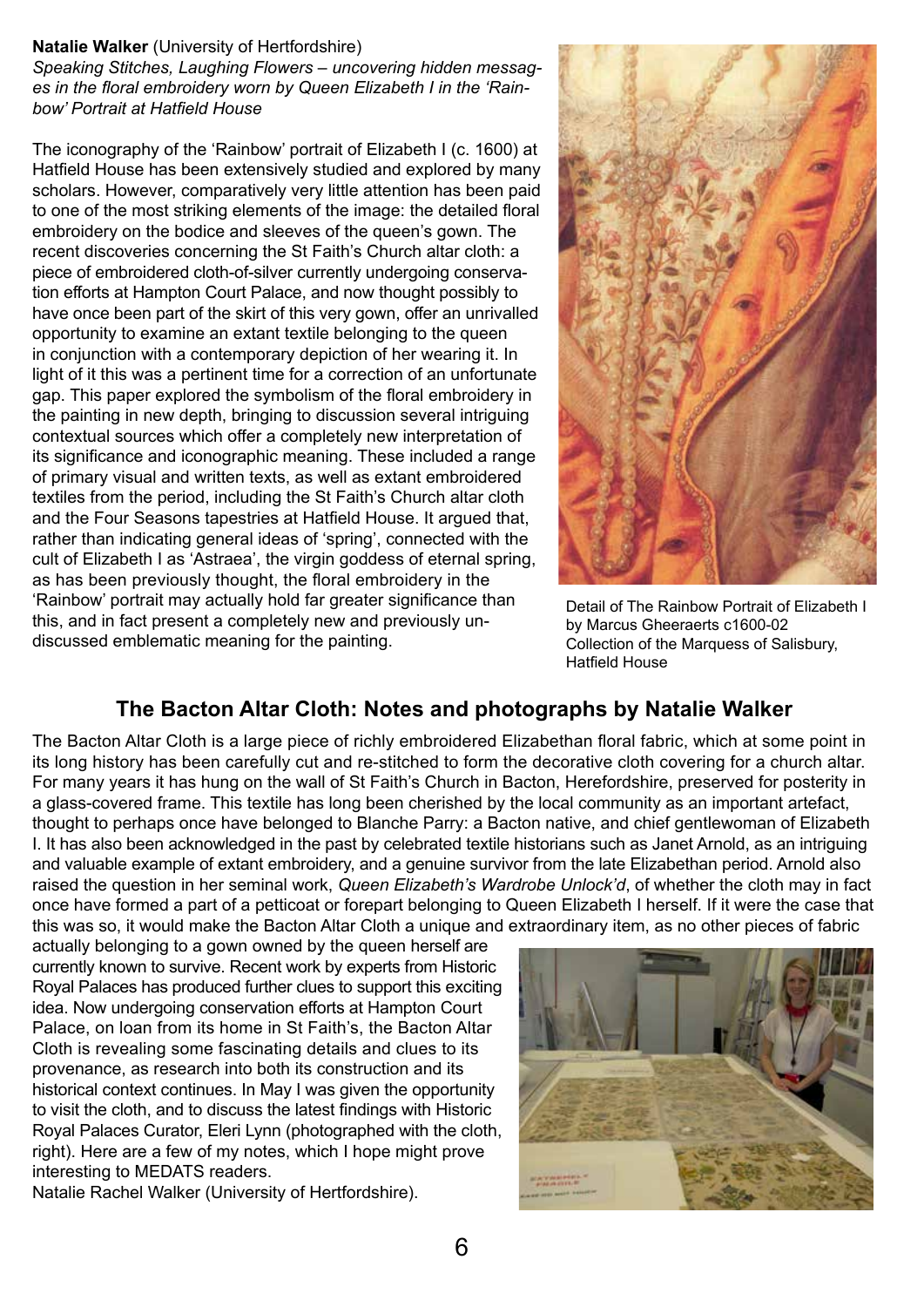**Natalie Walker** (University of Hertfordshire)
*Speaking Stitches, Laughing Flowers – uncovering hidden messages in the floral embroidery worn by Queen Elizabeth I in the 'Rainbow' Portrait at Hatfield House*

The iconography of the 'Rainbow' portrait of Elizabeth I (c. 1600) at Hatfield House has been extensively studied and explored by many scholars. However, comparatively very little attention has been paid to one of the most striking elements of the image: the detailed floral embroidery on the bodice and sleeves of the queen's gown. The recent discoveries concerning the St Faith's Church altar cloth: a piece of embroidered cloth-of-silver currently undergoing conservation efforts at Hampton Court Palace, and now thought possibly to have once been part of the skirt of this very gown, offer an unrivalled opportunity to examine an extant textile belonging to the queen in conjunction with a contemporary depiction of her wearing it. In light of it this was a pertinent time for a correction of an unfortunate gap. This paper explored the symbolism of the floral embroidery in the painting in new depth, bringing to discussion several intriguing contextual sources which offer a completely new interpretation of its significance and iconographic meaning. These included a range of primary visual and written texts, as well as extant embroidered textiles from the period, including the St Faith's Church altar cloth and the Four Seasons tapestries at Hatfield House. It argued that, rather than indicating general ideas of 'spring', connected with the cult of Elizabeth I as 'Astraea', the virgin goddess of eternal spring, as has been previously thought, the floral embroidery in the 'Rainbow' portrait may actually hold far greater significance than this, and in fact present a completely new and previously undiscussed emblematic meaning for the painting.

Detail of The Rainbow Portrait of Elizabeth I by Marcus Gheeraerts c1600-02
Collection of the Marquess of Salisbury, Hatfield House

## The Bacton Altar Cloth: Notes and photographs by Natalie Walker

The Bacton Altar Cloth is a large piece of richly embroidered Elizabethan floral fabric, which at some point in its long history has been carefully cut and re-stitched to form the decorative cloth covering for a church altar. For many years it has hung on the wall of St Faith's Church in Bacton, Herefordshire, preserved for posterity in a glass-covered frame. This textile has long been cherished by the local community as an important artefact, thought to perhaps once have belonged to Blanche Parry: a Bacton native, and chief gentlewoman of Elizabeth I. It has also been acknowledged in the past by celebrated textile historians such as Janet Arnold, as an intriguing and valuable example of extant embroidery, and a genuine survivor from the late Elizabethan period. Arnold also raised the question in her seminal work, *Queen Elizabeth's Wardrobe Unlock'd*, of whether the cloth may in fact once have formed a part of a petticoat or forepart belonging to Queen Elizabeth I herself. If it were the case that this was so, it would make the Bacton Altar Cloth a unique and extraordinary item, as no other pieces of fabric actually belonging to a gown owned by the queen herself are currently known to survive. Recent work by experts from Historic Royal Palaces has produced further clues to support this exciting idea. Now undergoing conservation efforts at Hampton Court Palace, on loan from its home in St Faith's, the Bacton Altar Cloth is revealing some fascinating details and clues to its provenance, as research into both its construction and its historical context continues. In May I was given the opportunity to visit the cloth, and to discuss the latest findings with Historic Royal Palaces Curator, Eleri Lynn (photographed with the cloth, right). Here are a few of my notes, which I hope might prove interesting to MEDATS readers.
Natalie Rachel Walker (University of Hertfordshire).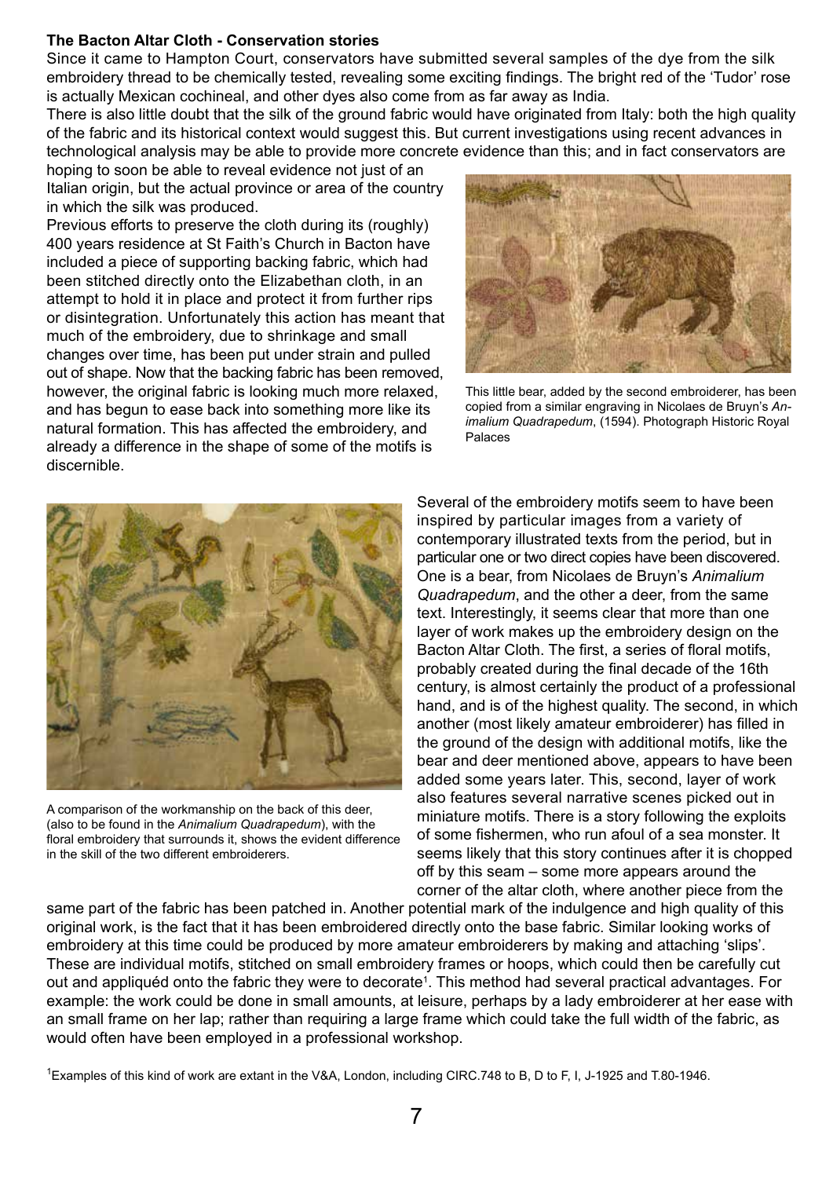## The Bacton Altar Cloth - Conservation stories

Since it came to Hampton Court, conservators have submitted several samples of the dye from the silk embroidery thread to be chemically tested, revealing some exciting findings. The bright red of the 'Tudor' rose is actually Mexican cochineal, and other dyes also come from as far away as India.

There is also little doubt that the silk of the ground fabric would have originated from Italy: both the high quality of the fabric and its historical context would suggest this. But current investigations using recent advances in technological analysis may be able to provide more concrete evidence than this; and in fact conservators are hoping to soon be able to reveal evidence not just of an Italian origin, but the actual province or area of the country in which the silk was produced.

Previous efforts to preserve the cloth during its (roughly) 400 years residence at St Faith's Church in Bacton have included a piece of supporting backing fabric, which had been stitched directly onto the Elizabethan cloth, in an attempt to hold it in place and protect it from further rips or disintegration. Unfortunately this action has meant that much of the embroidery, due to shrinkage and small changes over time, has been put under strain and pulled out of shape. Now that the backing fabric has been removed, however, the original fabric is looking much more relaxed, and has begun to ease back into something more like its natural formation. This has affected the embroidery, and already a difference in the shape of some of the motifs is discernible.

This little bear, added by the second embroiderer, has been copied from a similar engraving in Nicolaes de Bruyn's *Animalium Quadrapedum*, (1594). Photograph Historic Royal Palaces

A comparison of the workmanship on the back of this deer, (also to be found in the *Animalium Quadrapedum*), with the floral embroidery that surrounds it, shows the evident difference in the skill of the two different embroiderers.

Several of the embroidery motifs seem to have been inspired by particular images from a variety of contemporary illustrated texts from the period, but in particular one or two direct copies have been discovered. One is a bear, from Nicolaes de Bruyn's *Animalium Quadrapedum*, and the other a deer, from the same text. Interestingly, it seems clear that more than one layer of work makes up the embroidery design on the Bacton Altar Cloth. The first, a series of floral motifs, probably created during the final decade of the 16th century, is almost certainly the product of a professional hand, and is of the highest quality. The second, in which another (most likely amateur embroiderer) has filled in the ground of the design with additional motifs, like the bear and deer mentioned above, appears to have been added some years later. This, second, layer of work also features several narrative scenes picked out in miniature motifs. There is a story following the exploits of some fishermen, who run afoul of a sea monster. It seems likely that this story continues after it is chopped off by this seam – some more appears around the corner of the altar cloth, where another piece from the same part of the fabric has been patched in. Another potential mark of the indulgence and high quality of this original work, is the fact that it has been embroidered directly onto the base fabric. Similar looking works of embroidery at this time could be produced by more amateur embroiderers by making and attaching 'slips'. These are individual motifs, stitched on small embroidery frames or hoops, which could then be carefully cut out and appliquéd onto the fabric they were to decorate[1]. This method had several practical advantages. For example: the work could be done in small amounts, at leisure, perhaps by a lady embroiderer at her ease with an small frame on her lap; rather than requiring a large frame which could take the full width of the fabric, as would often have been employed in a professional workshop.

[1]Examples of this kind of work are extant in the V&A, London, including CIRC.748 to B, D to F, I, J-1925 and T.80-1946.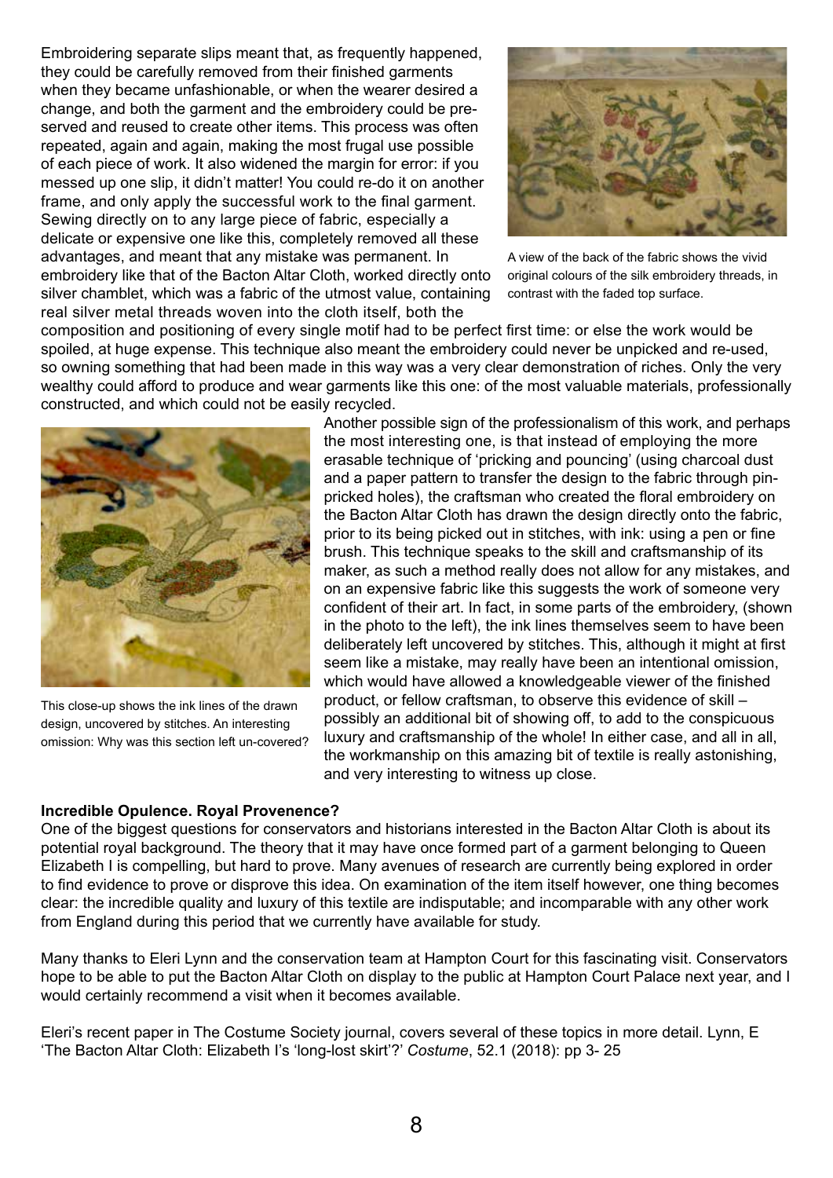Embroidering separate slips meant that, as frequently happened, they could be carefully removed from their finished garments when they became unfashionable, or when the wearer desired a change, and both the garment and the embroidery could be preserved and reused to create other items. This process was often repeated, again and again, making the most frugal use possible of each piece of work. It also widened the margin for error: if you messed up one slip, it didn't matter! You could re-do it on another frame, and only apply the successful work to the final garment. Sewing directly on to any large piece of fabric, especially a delicate or expensive one like this, completely removed all these advantages, and meant that any mistake was permanent. In embroidery like that of the Bacton Altar Cloth, worked directly onto silver chamblet, which was a fabric of the utmost value, containing real silver metal threads woven into the cloth itself, both the composition and positioning of every single motif had to be perfect first time: or else the work would be spoiled, at huge expense. This technique also meant the embroidery could never be unpicked and re-used, so owning something that had been made in this way was a very clear demonstration of riches. Only the very wealthy could afford to produce and wear garments like this one: of the most valuable materials, professionally constructed, and which could not be easily recycled.

A view of the back of the fabric shows the vivid original colours of the silk embroidery threads, in contrast with the faded top surface.

Another possible sign of the professionalism of this work, and perhaps the most interesting one, is that instead of employing the more erasable technique of 'pricking and pouncing' (using charcoal dust and a paper pattern to transfer the design to the fabric through pin-pricked holes), the craftsman who created the floral embroidery on the Bacton Altar Cloth has drawn the design directly onto the fabric, prior to its being picked out in stitches, with ink: using a pen or fine brush. This technique speaks to the skill and craftsmanship of its maker, as such a method really does not allow for any mistakes, and on an expensive fabric like this suggests the work of someone very confident of their art. In fact, in some parts of the embroidery, (shown in the photo to the left), the ink lines themselves seem to have been deliberately left uncovered by stitches. This, although it might at first seem like a mistake, may really have been an intentional omission, which would have allowed a knowledgeable viewer of the finished product, or fellow craftsman, to observe this evidence of skill – possibly an additional bit of showing off, to add to the conspicuous luxury and craftsmanship of the whole! In either case, and all in all, the workmanship on this amazing bit of textile is really astonishing, and very interesting to witness up close.

This close-up shows the ink lines of the drawn design, uncovered by stitches. An interesting omission: Why was this section left un-covered?

**Incredible Opulence. Royal Provenence?**

One of the biggest questions for conservators and historians interested in the Bacton Altar Cloth is about its potential royal background. The theory that it may have once formed part of a garment belonging to Queen Elizabeth I is compelling, but hard to prove. Many avenues of research are currently being explored in order to find evidence to prove or disprove this idea. On examination of the item itself however, one thing becomes clear: the incredible quality and luxury of this textile are indisputable; and incomparable with any other work from England during this period that we currently have available for study.

Many thanks to Eleri Lynn and the conservation team at Hampton Court for this fascinating visit. Conservators hope to be able to put the Bacton Altar Cloth on display to the public at Hampton Court Palace next year, and I would certainly recommend a visit when it becomes available.

Eleri's recent paper in The Costume Society journal, covers several of these topics in more detail. Lynn, E 'The Bacton Altar Cloth: Elizabeth I's 'long-lost skirt'?' *Costume*, 52.1 (2018): pp 3- 25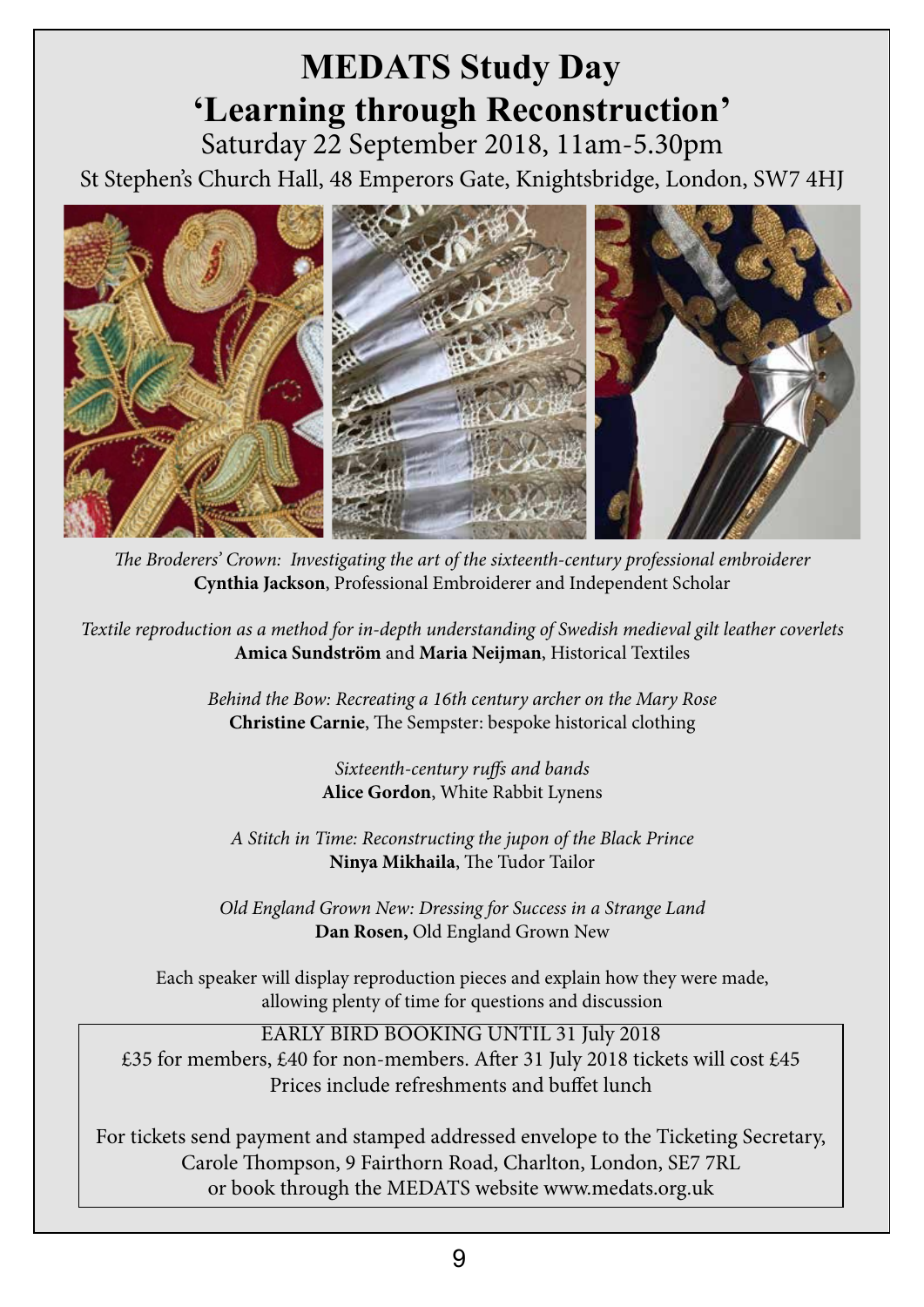# MEDATS Study Day

# 'Learning through Reconstruction'

Saturday 22 September 2018, 11am-5.30pm

St Stephen's Church Hall, 48 Emperors Gate, Knightsbridge, London, SW7 4HJ

*The Broderers' Crown: Investigating the art of the sixteenth-century professional embroiderer*
**Cynthia Jackson**, Professional Embroiderer and Independent Scholar

*Textile reproduction as a method for in-depth understanding of Swedish medieval gilt leather coverlets*
**Amica Sundström** and **Maria Neijman**, Historical Textiles

*Behind the Bow: Recreating a 16th century archer on the Mary Rose*
**Christine Carnie**, The Sempster: bespoke historical clothing

*Sixteenth-century ruffs and bands*
**Alice Gordon**, White Rabbit Lynens

*A Stitch in Time: Reconstructing the jupon of the Black Prince*
**Ninya Mikhaila**, The Tudor Tailor

*Old England Grown New: Dressing for Success in a Strange Land*
**Dan Rosen,** Old England Grown New

Each speaker will display reproduction pieces and explain how they were made, allowing plenty of time for questions and discussion

EARLY BIRD BOOKING UNTIL 31 July 2018
£35 for members, £40 for non-members. After 31 July 2018 tickets will cost £45
Prices include refreshments and buffet lunch

For tickets send payment and stamped addressed envelope to the Ticketing Secretary, Carole Thompson, 9 Fairthorn Road, Charlton, London, SE7 7RL
or book through the MEDATS website www.medats.org.uk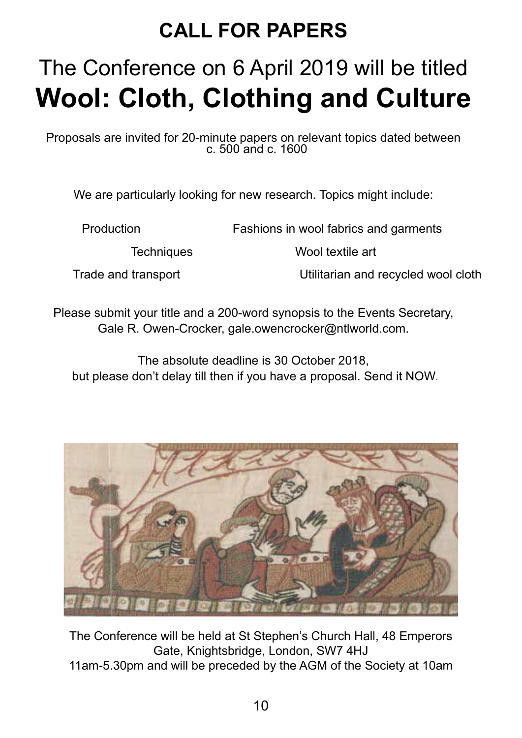# CALL FOR PAPERS

## The Conference on 6 April 2019 will be titled **Wool: Cloth, Clothing and Culture**

Proposals are invited for 20-minute papers on relevant topics dated between c. 500 and c. 1600

We are particularly looking for new research. Topics might include:

- Production
- Fashions in wool fabrics and garments
- Techniques
- Wool textile art
- Trade and transport
- Utilitarian and recycled wool cloth

Please submit your title and a 200-word synopsis to the Events Secretary, Gale R. Owen-Crocker, gale.owencrocker@ntlworld.com.

The absolute deadline is 30 October 2018, but please don't delay till then if you have a proposal. Send it NOW.

The Conference will be held at St Stephen's Church Hall, 48 Emperors Gate, Knightsbridge, London, SW7 4HJ
11am-5.30pm and will be preceded by the AGM of the Society at 10am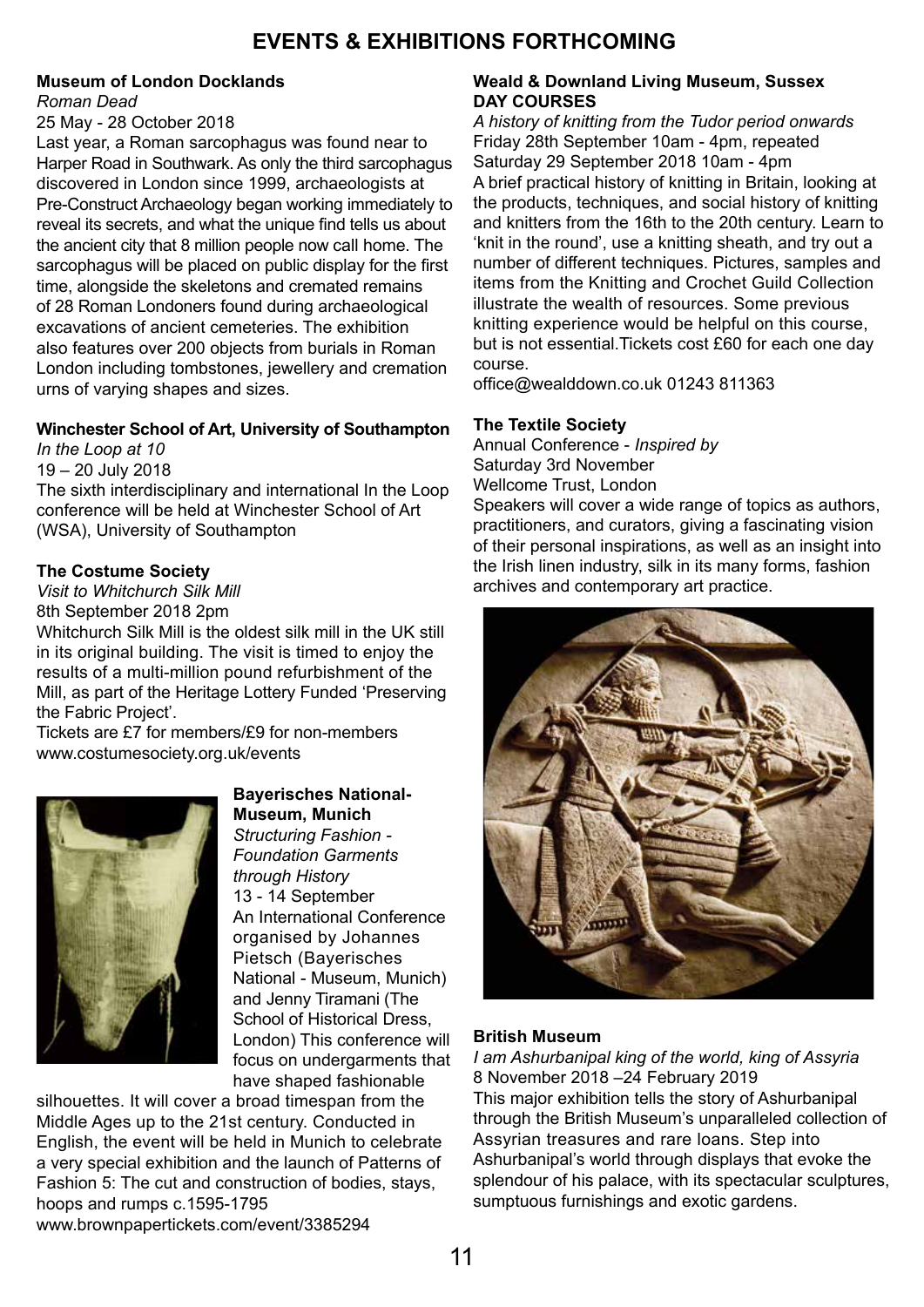# EVENTS & EXHIBITIONS FORTHCOMING

**Museum of London Docklands**
*Roman Dead*
25 May - 28 October 2018

Last year, a Roman sarcophagus was found near to Harper Road in Southwark. As only the third sarcophagus discovered in London since 1999, archaeologists at Pre-Construct Archaeology began working immediately to reveal its secrets, and what the unique find tells us about the ancient city that 8 million people now call home. The sarcophagus will be placed on public display for the first time, alongside the skeletons and cremated remains of 28 Roman Londoners found during archaeological excavations of ancient cemeteries. The exhibition also features over 200 objects from burials in Roman London including tombstones, jewellery and cremation urns of varying shapes and sizes.

**Winchester School of Art, University of Southampton**
*In the Loop at 10*
19 – 20 July 2018

The sixth interdisciplinary and international In the Loop conference will be held at Winchester School of Art (WSA), University of Southampton

**The Costume Society**
*Visit to Whitchurch Silk Mill*
8th September 2018 2pm

Whitchurch Silk Mill is the oldest silk mill in the UK still in its original building. The visit is timed to enjoy the results of a multi-million pound refurbishment of the Mill, as part of the Heritage Lottery Funded 'Preserving the Fabric Project'.

Tickets are £7 for members/£9 for non-members
www.costumesociety.org.uk/events

**Bayerisches National-Museum, Munich**
*Structuring Fashion - Foundation Garments through History*
13 - 14 September

An International Conference organised by Johannes Pietsch (Bayerisches National - Museum, Munich) and Jenny Tiramani (The School of Historical Dress, London) This conference will focus on undergarments that have shaped fashionable silhouettes. It will cover a broad timespan from the Middle Ages up to the 21st century. Conducted in English, the event will be held in Munich to celebrate a very special exhibition and the launch of Patterns of Fashion 5: The cut and construction of bodies, stays, hoops and rumps c.1595-1795
www.brownpapertickets.com/event/3385294

**Weald & Downland Living Museum, Sussex**
**DAY COURSES**
*A history of knitting from the Tudor period onwards*
Friday 28th September 10am - 4pm, repeated Saturday 29 September 2018 10am - 4pm

A brief practical history of knitting in Britain, looking at the products, techniques, and social history of knitting and knitters from the 16th to the 20th century. Learn to 'knit in the round', use a knitting sheath, and try out a number of different techniques. Pictures, samples and items from the Knitting and Crochet Guild Collection illustrate the wealth of resources. Some previous knitting experience would be helpful on this course, but is not essential.Tickets cost £60 for each one day course.

office@wealddown.co.uk 01243 811363

**The Textile Society**
Annual Conference - *Inspired by*
Saturday 3rd November
Wellcome Trust, London

Speakers will cover a wide range of topics as authors, practitioners, and curators, giving a fascinating vision of their personal inspirations, as well as an insight into the Irish linen industry, silk in its many forms, fashion archives and contemporary art practice.

**British Museum**
*I am Ashurbanipal king of the world, king of Assyria*
8 November 2018 –24 February 2019

This major exhibition tells the story of Ashurbanipal through the British Museum's unparalleled collection of Assyrian treasures and rare loans. Step into Ashurbanipal's world through displays that evoke the splendour of his palace, with its spectacular sculptures, sumptuous furnishings and exotic gardens.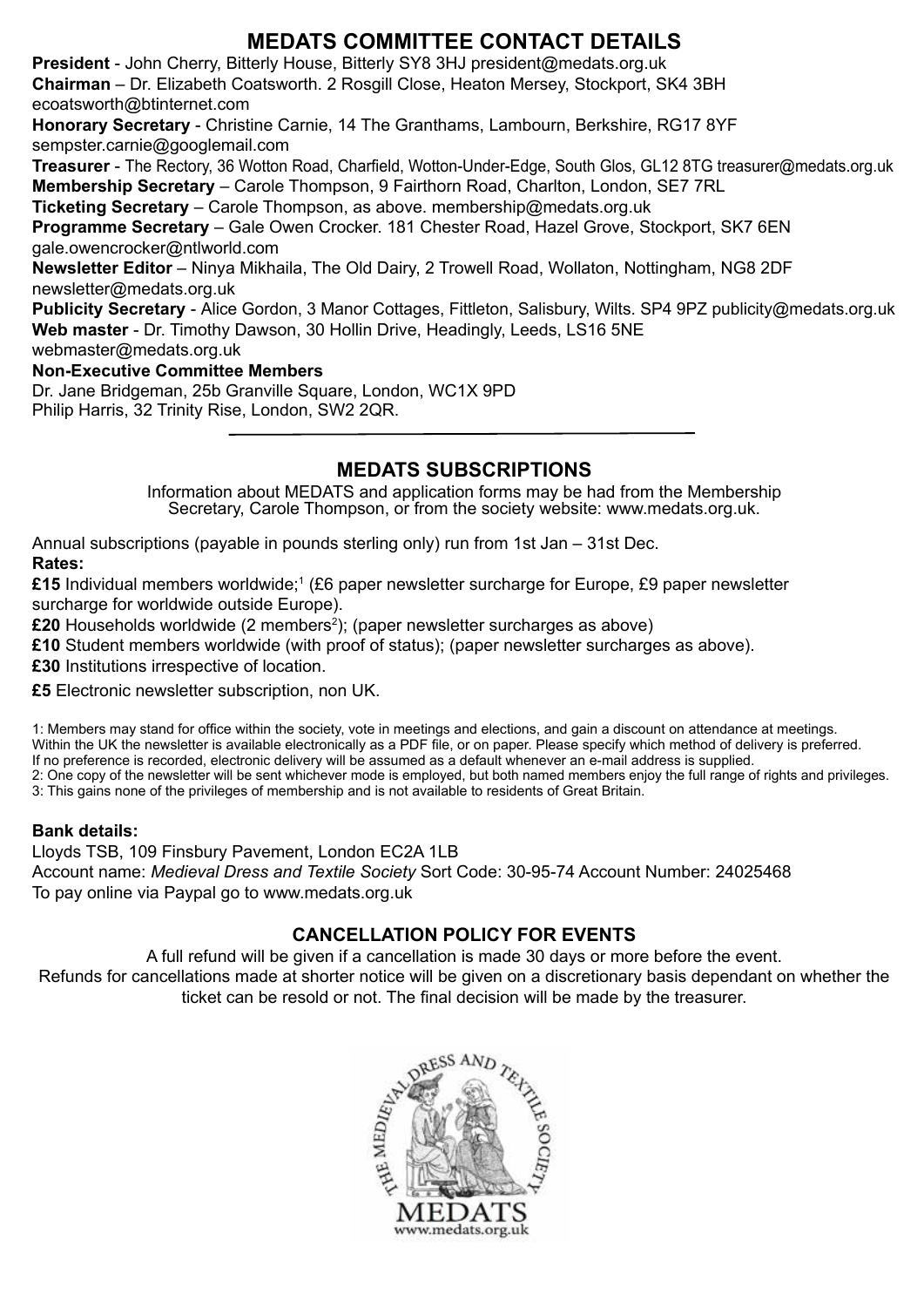## MEDATS COMMITTEE CONTACT DETAILS

**President** - John Cherry, Bitterly House, Bitterly SY8 3HJ president@medats.org.uk
**Chairman** – Dr. Elizabeth Coatsworth. 2 Rosgill Close, Heaton Mersey, Stockport, SK4 3BH ecoatsworth@btinternet.com
**Honorary Secretary** - Christine Carnie, 14 The Granthams, Lambourn, Berkshire, RG17 8YF sempster.carnie@googlemail.com
**Treasurer** - The Rectory, 36 Wotton Road, Charfield, Wotton-Under-Edge, South Glos, GL12 8TG treasurer@medats.org.uk
**Membership Secretary** – Carole Thompson, 9 Fairthorn Road, Charlton, London, SE7 7RL
**Ticketing Secretary** – Carole Thompson, as above. membership@medats.org.uk
**Programme Secretary** – Gale Owen Crocker. 181 Chester Road, Hazel Grove, Stockport, SK7 6EN gale.owencrocker@ntlworld.com
**Newsletter Editor** – Ninya Mikhaila, The Old Dairy, 2 Trowell Road, Wollaton, Nottingham, NG8 2DF newsletter@medats.org.uk
**Publicity Secretary** - Alice Gordon, 3 Manor Cottages, Fittleton, Salisbury, Wilts. SP4 9PZ publicity@medats.org.uk
**Web master** - Dr. Timothy Dawson, 30 Hollin Drive, Headingly, Leeds, LS16 5NE webmaster@medats.org.uk
**Non-Executive Committee Members**
Dr. Jane Bridgeman, 25b Granville Square, London, WC1X 9PD
Philip Harris, 32 Trinity Rise, London, SW2 2QR.

## MEDATS SUBSCRIPTIONS

Information about MEDATS and application forms may be had from the Membership Secretary, Carole Thompson, or from the society website: www.medats.org.uk.

Annual subscriptions (payable in pounds sterling only) run from 1st Jan – 31st Dec.
**Rates:**
**£15** Individual members worldwide;[1] (£6 paper newsletter surcharge for Europe, £9 paper newsletter surcharge for worldwide outside Europe).
**£20** Households worldwide (2 members[2]); (paper newsletter surcharges as above)
**£10** Student members worldwide (with proof of status); (paper newsletter surcharges as above).
**£30** Institutions irrespective of location.
**£5** Electronic newsletter subscription, non UK.

1: Members may stand for office within the society, vote in meetings and elections, and gain a discount on attendance at meetings. Within the UK the newsletter is available electronically as a PDF file, or on paper. Please specify which method of delivery is preferred. If no preference is recorded, electronic delivery will be assumed as a default whenever an e-mail address is supplied.
2: One copy of the newsletter will be sent whichever mode is employed, but both named members enjoy the full range of rights and privileges.
3: This gains none of the privileges of membership and is not available to residents of Great Britain.

**Bank details:**
Lloyds TSB, 109 Finsbury Pavement, London EC2A 1LB
Account name: *Medieval Dress and Textile Society* Sort Code: 30-95-74 Account Number: 24025468
To pay online via Paypal go to www.medats.org.uk

### CANCELLATION POLICY FOR EVENTS

A full refund will be given if a cancellation is made 30 days or more before the event.
Refunds for cancellations made at shorter notice will be given on a discretionary basis dependant on whether the ticket can be resold or not. The final decision will be made by the treasurer.

THE MEDIEVAL DRESS AND TEXTILE SOCIETY
MEDATS
www.medats.org.uk